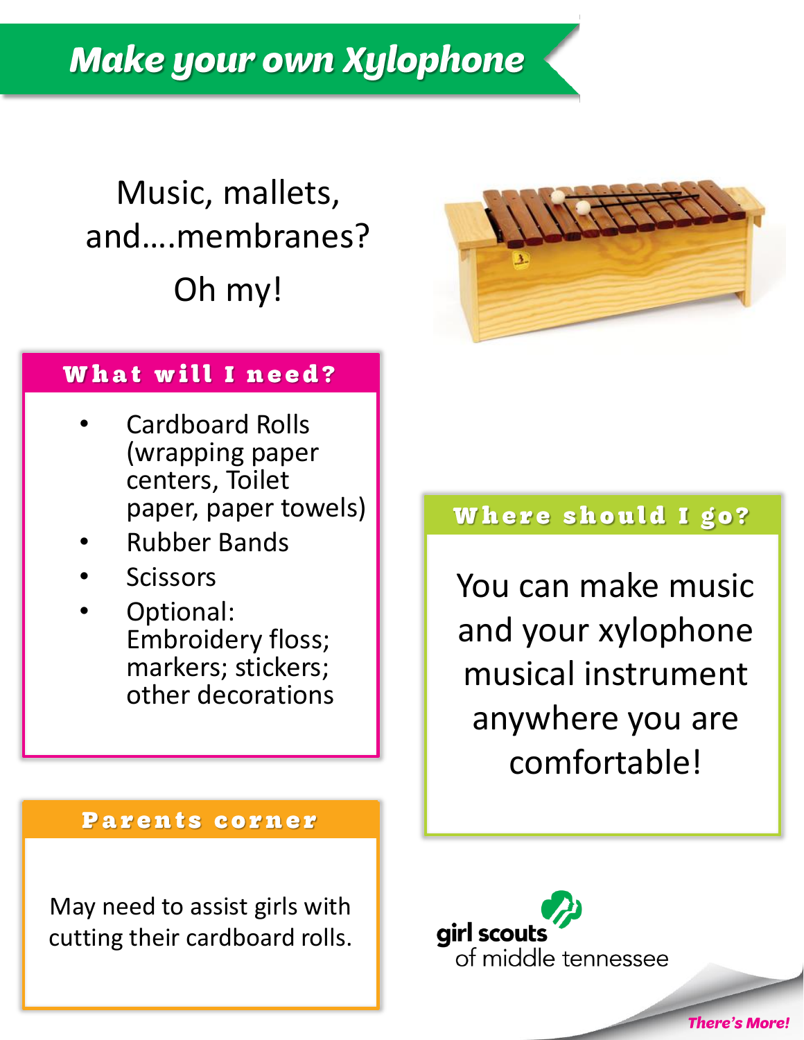# Make your own Xylophone

Music, mallets, and….membranes?

Oh my!

## What will I need?

- Cardboard Rolls (wrapping paper centers, Toilet paper, paper towels)
- Rubber Bands
- Scissors
- Optional: Embroidery floss; markers; stickers; other decorations

## Where should I go?

You can make music and your xylophone musical instrument anywhere you are comfortable!

## Parents corner

May need to assist girls with cutting their cardboard rolls.

girl scouts of middle tennessee

*There's More!*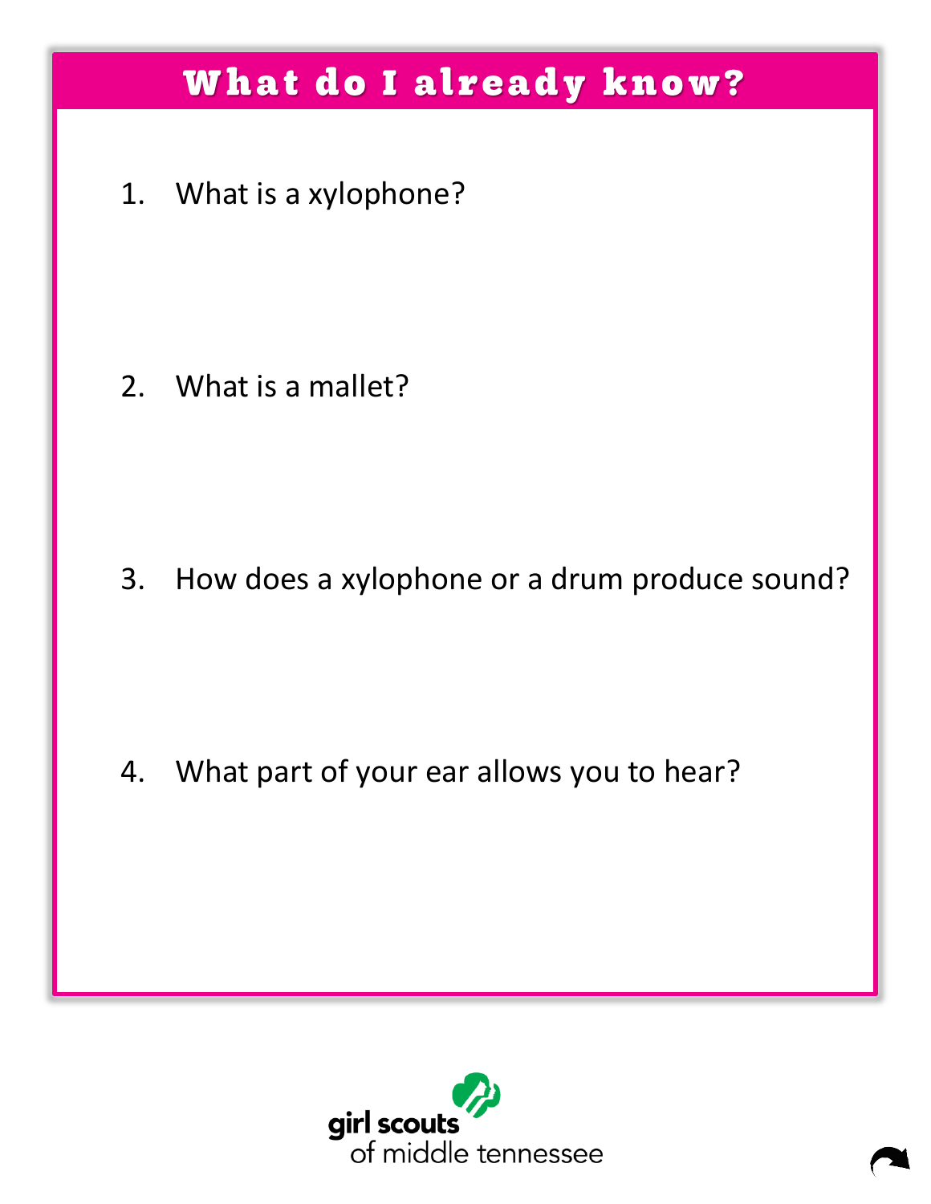# What do I already know?

1. What is a xylophone?

2. What is a mallet?

3. How does a xylophone or a drum produce sound?

4. What part of your ear allows you to hear?

girl scouts of middle tennessee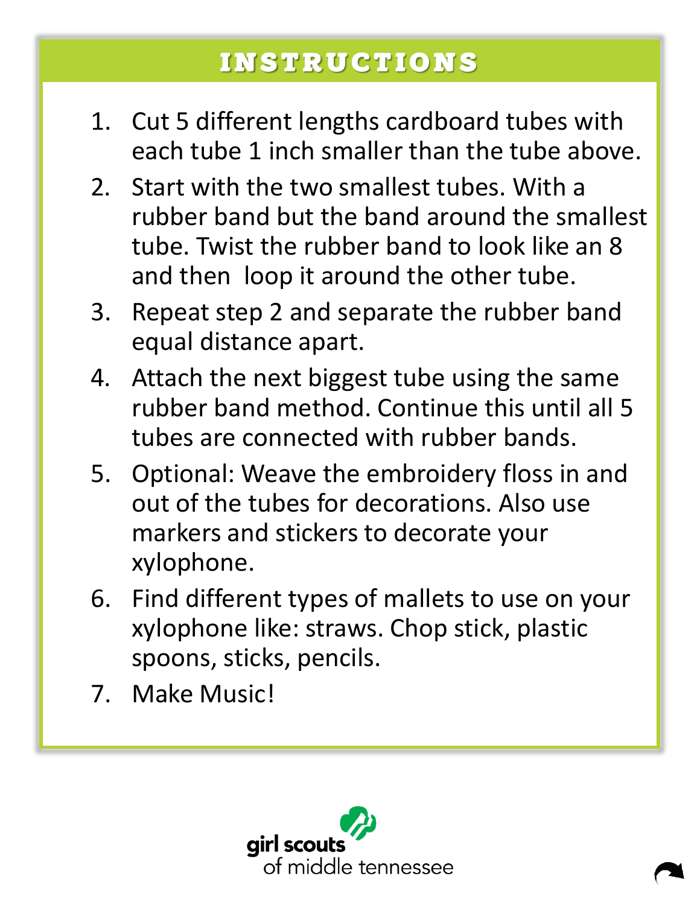## INSTRUCTIONS

1. Cut 5 different lengths cardboard tubes with each tube 1 inch smaller than the tube above.
2. Start with the two smallest tubes. With a rubber band but the band around the smallest tube. Twist the rubber band to look like an 8 and then  loop it around the other tube.
3. Repeat step 2 and separate the rubber band equal distance apart.
4. Attach the next biggest tube using the same rubber band method. Continue this until all 5 tubes are connected with rubber bands.
5. Optional: Weave the embroidery floss in and out of the tubes for decorations. Also use markers and stickers to decorate your xylophone.
6. Find different types of mallets to use on your xylophone like: straws. Chop stick, plastic spoons, sticks, pencils.
7. Make Music!

girl scouts of middle tennessee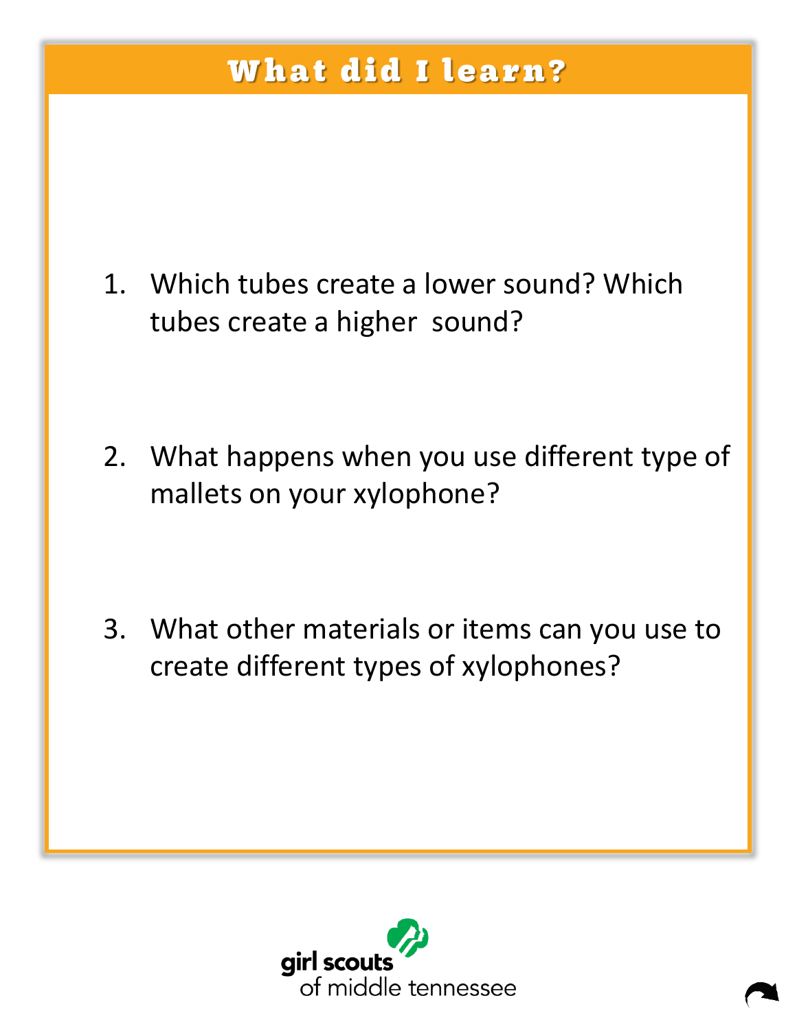# What did I learn?

1. Which tubes create a lower sound? Which tubes create a higher sound?

2. What happens when you use different type of mallets on your xylophone?

3. What other materials or items can you use to create different types of xylophones?

girl scouts of middle tennessee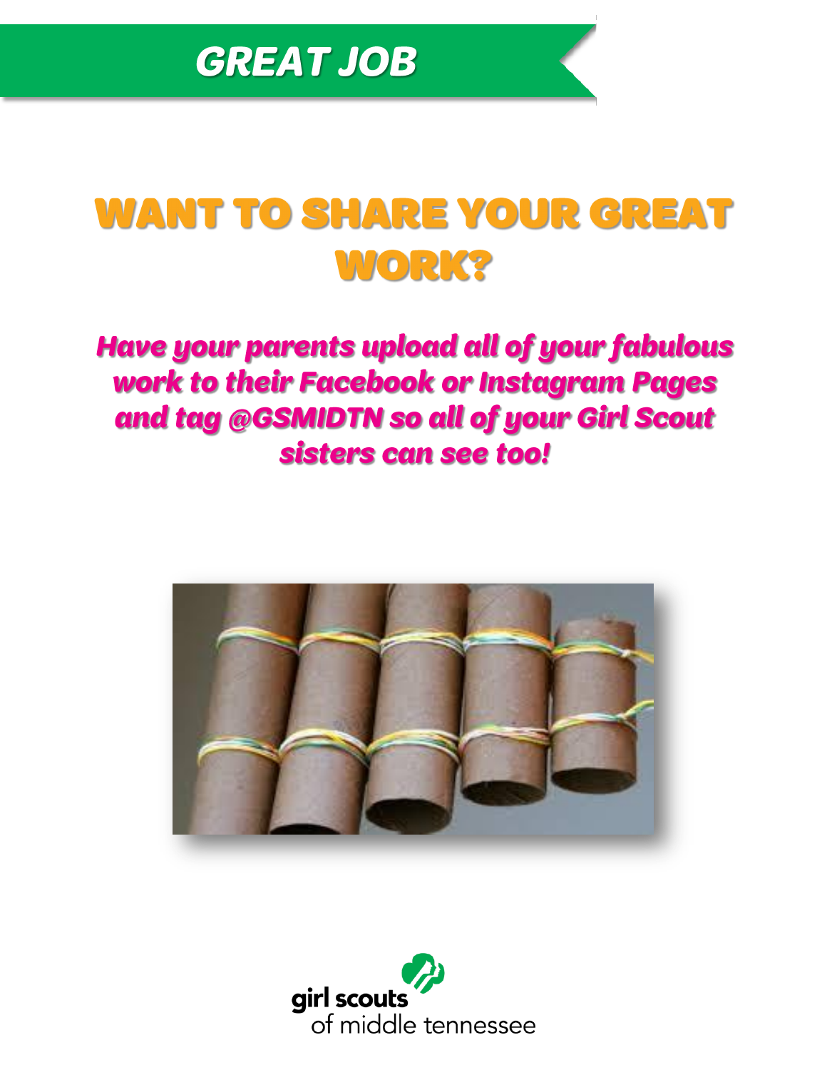# GREAT JOB

## WANT TO SHARE YOUR GREAT WORK?

***Have your parents upload all of your fabulous work to their Facebook or Instagram Pages and tag @GSMIDTN so all of your Girl Scout sisters can see too!***

girl scouts
of middle tennessee